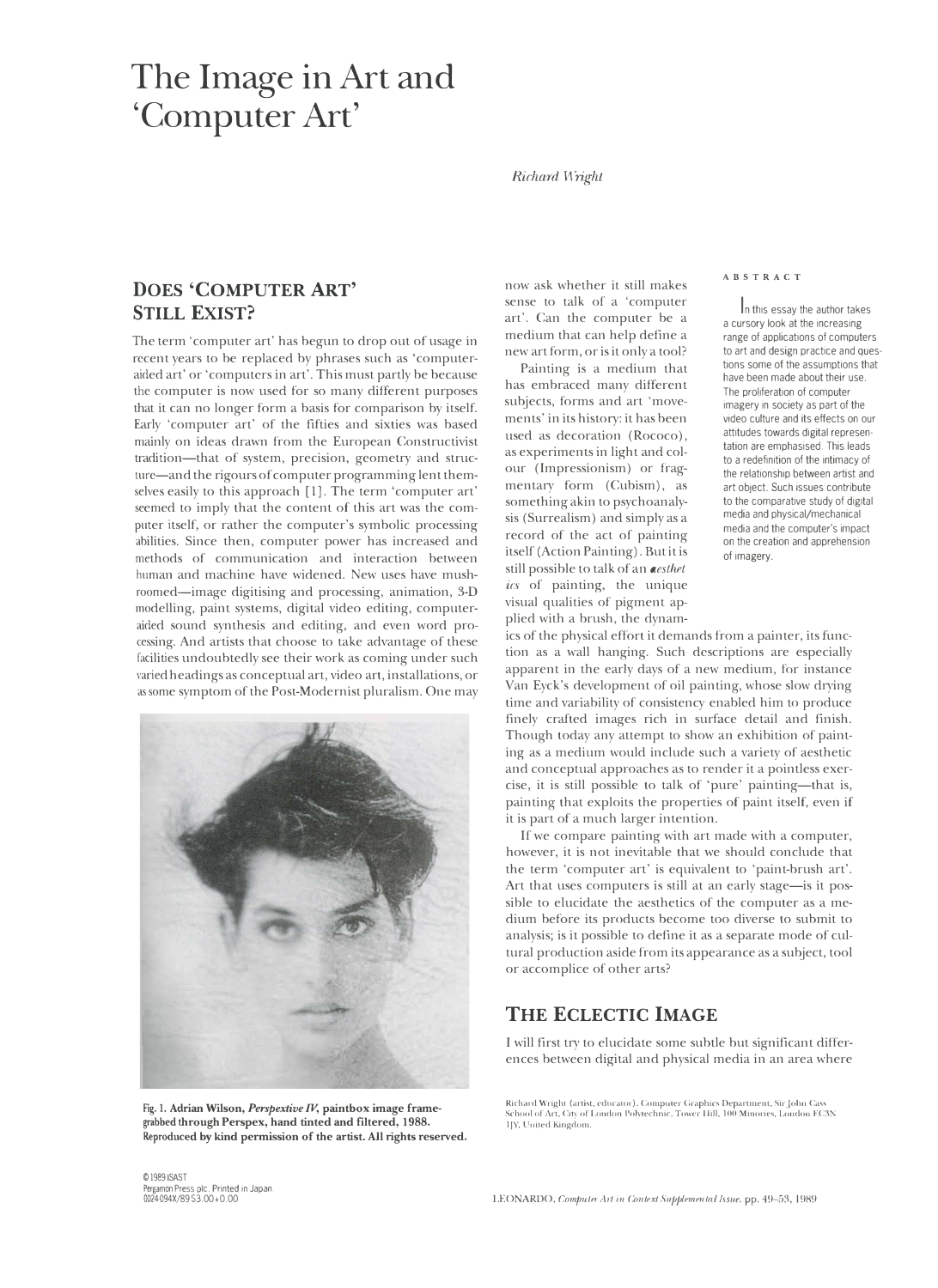# The Image in Art and 'Computer Art'

*Richard Wright*

**ABSTRACT**

In this essay the author takes a cursory look at the increasing range of applications of computers to art and design practice and questions some of the assumptions that have been made about their use. The proliferation of computer imagery in society as part of the video culture and its effects on our attitudes towards digital representation are emphasised. This leads to a redefinition of the intimacy of the relationship between artist and art object. Such issues contribute to the comparative study of digital media and physical/mechanical media and the computer's impact on the creation and apprehension of imagery.

## DOES 'COMPUTER ART' STILL EXIST?

The term 'computer art' has begun to drop out of usage in recent years to be replaced by phrases such as 'computer-aided art' or 'computers in art'. This must partly be because the computer is now used for so many different purposes that it can no longer form a basis for comparison by itself. Early 'computer art' of the fifties and sixties was based mainly on ideas drawn from the European Constructivist tradition—that of system, precision, geometry and structure—and the rigours of computer programming lent themselves easily to this approach [1]. The term 'computer art' seemed to imply that the content of this art was the computer itself, or rather the computer's symbolic processing abilities. Since then, computer power has increased and methods of communication and interaction between human and machine have widened. New uses have mushroomed—image digitising and processing, animation, 3-D modelling, paint systems, digital video editing, computer-aided sound synthesis and editing, and even word processing. And artists that choose to take advantage of these facilities undoubtedly see their work as coming under such varied headings as conceptual art, video art, installations, or as some symptom of the Post-Modernist pluralism. One may now ask whether it still makes sense to talk of a 'computer art'. Can the computer be a medium that can help define a new art form, or is it only a tool?

Painting is a medium that has embraced many different subjects, forms and art 'movements' in its history: it has been used as decoration (Rococo), as experiments in light and colour (Impressionism) or fragmentary form (Cubism), as something akin to psychoanalysis (Surrealism) and simply as a record of the act of painting itself (Action Painting). But it is still possible to talk of an *aesthetics* of painting, the unique visual qualities of pigment applied with a brush, the dynamics of the physical effort it demands from a painter, its function as a wall hanging. Such descriptions are especially apparent in the early days of a new medium, for instance Van Eyck's development of oil painting, whose slow drying time and variability of consistency enabled him to produce finely crafted images rich in surface detail and finish. Though today any attempt to show an exhibition of painting as a medium would include such a variety of aesthetic and conceptual approaches as to render it a pointless exercise, it is still possible to talk of 'pure' painting—that is, painting that exploits the properties of paint itself, even if it is part of a much larger intention.

If we compare painting with art made with a computer, however, it is not inevitable that we should conclude that the term 'computer art' is equivalent to 'paint-brush art'. Art that uses computers is still at an early stage—is it possible to elucidate the aesthetics of the computer as a medium before its products become too diverse to submit to analysis; is it possible to define it as a separate mode of cultural production aside from its appearance as a subject, tool or accomplice of other arts?

**Fig. 1. Adrian Wilson, *Perspextive IV*, paintbox image frame-grabbed through Perspex, hand tinted and filtered, 1988. Reproduced by kind permission of the artist. All rights reserved.**

## THE ECLECTIC IMAGE

I will first try to elucidate some subtle but significant differences between digital and physical media in an area where

Richard Wright (artist, educator), Computer Graphics Department, Sir John Cass School of Art, City of London Polytechnic, Tower Hill, 100 Minories, London EC3N 1JY, United Kingdom.

© 1989 ISAST
Pergamon Press plc. Printed in Japan
0024-094X/89 $3.00+0.00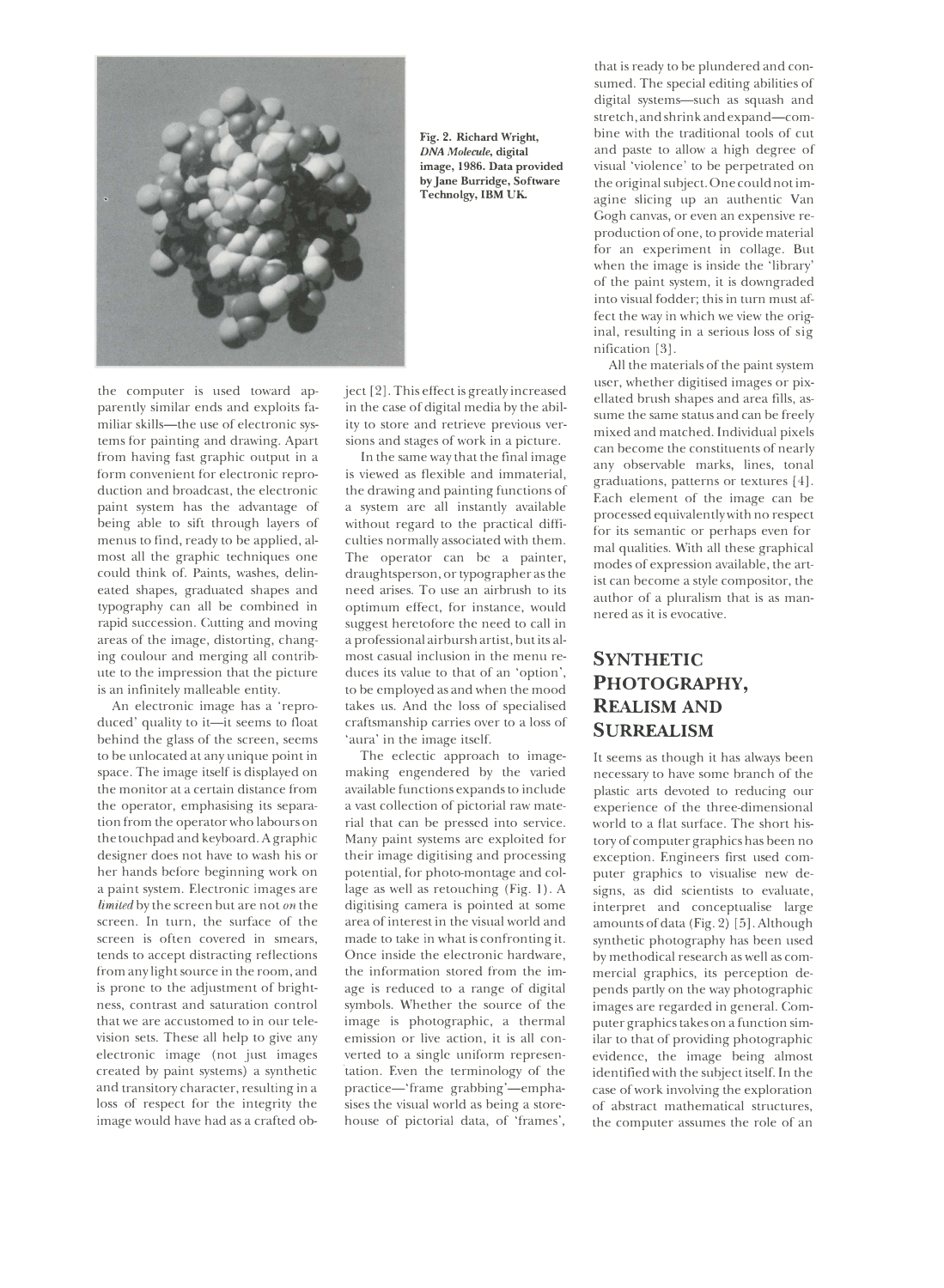Fig. 2. Richard Wright, *DNA Molecule*, digital image, 1986. Data provided by Jane Burridge, Software Technolgy, IBM UK.

the computer is used toward apparently similar ends and exploits familiar skills—the use of electronic systems for painting and drawing. Apart from having fast graphic output in a form convenient for electronic reproduction and broadcast, the electronic paint system has the advantage of being able to sift through layers of menus to find, ready to be applied, almost all the graphic techniques one could think of. Paints, washes, delineated shapes, graduated shapes and typography can all be combined in rapid succession. Cutting and moving areas of the image, distorting, changing coulour and merging all contribute to the impression that the picture is an infinitely malleable entity.

An electronic image has a 'reproduced' quality to it—it seems to float behind the glass of the screen, seems to be unlocated at any unique point in space. The image itself is displayed on the monitor at a certain distance from the operator, emphasising its separation from the operator who labours on the touchpad and keyboard. A graphic designer does not have to wash his or her hands before beginning work on a paint system. Electronic images are *limited* by the screen but are not *on* the screen. In turn, the surface of the screen is often covered in smears, tends to accept distracting reflections from any light source in the room, and is prone to the adjustment of brightness, contrast and saturation control that we are accustomed to in our television sets. These all help to give any electronic image (not just images created by paint systems) a synthetic and transitory character, resulting in a loss of respect for the integrity the image would have had as a crafted object [2]. This effect is greatly increased in the case of digital media by the ability to store and retrieve previous versions and stages of work in a picture.

In the same way that the final image is viewed as flexible and immaterial, the drawing and painting functions of a system are all instantly available without regard to the practical difficulties normally associated with them. The operator can be a painter, draughtsperson, or typographer as the need arises. To use an airbrush to its optimum effect, for instance, would suggest heretofore the need to call in a professional airbursh artist, but its almost casual inclusion in the menu reduces its value to that of an 'option', to be employed as and when the mood takes us. And the loss of specialised craftsmanship carries over to a loss of 'aura' in the image itself.

The eclectic approach to image-making engendered by the varied available functions expands to include a vast collection of pictorial raw material that can be pressed into service. Many paint systems are exploited for their image digitising and processing potential, for photo-montage and collage as well as retouching (Fig. 1). A digitising camera is pointed at some area of interest in the visual world and made to take in what is confronting it. Once inside the electronic hardware, the information stored from the image is reduced to a range of digital symbols. Whether the source of the image is photographic, a thermal emission or live action, it is all converted to a single uniform representation. Even the terminology of the practice—'frame grabbing'—emphasises the visual world as being a storehouse of pictorial data, of 'frames', that is ready to be plundered and consumed. The special editing abilities of digital systems—such as squash and stretch, and shrink and expand—combine with the traditional tools of cut and paste to allow a high degree of visual 'violence' to be perpetrated on the original subject. One could not imagine slicing up an authentic Van Gogh canvas, or even an expensive reproduction of one, to provide material for an experiment in collage. But when the image is inside the 'library' of the paint system, it is downgraded into visual fodder; this in turn must affect the way in which we view the original, resulting in a serious loss of signification [3].

All the materials of the paint system user, whether digitised images or pixellated brush shapes and area fills, assume the same status and can be freely mixed and matched. Individual pixels can become the constituents of nearly any observable marks, lines, tonal graduations, patterns or textures [4]. Each element of the image can be processed equivalently with no respect for its semantic or perhaps even formal qualities. With all these graphical modes of expression available, the artist can become a style compositor, the author of a pluralism that is as mannered as it is evocative.

## Synthetic Photography, Realism and Surrealism

It seems as though it has always been necessary to have some branch of the plastic arts devoted to reducing our experience of the three-dimensional world to a flat surface. The short history of computer graphics has been no exception. Engineers first used computer graphics to visualise new designs, as did scientists to evaluate, interpret and conceptualise large amounts of data (Fig. 2) [5]. Although synthetic photography has been used by methodical research as well as commercial graphics, its perception depends partly on the way photographic images are regarded in general. Computer graphics takes on a function similar to that of providing photographic evidence, the image being almost identified with the subject itself. In the case of work involving the exploration of abstract mathematical structures, the computer assumes the role of an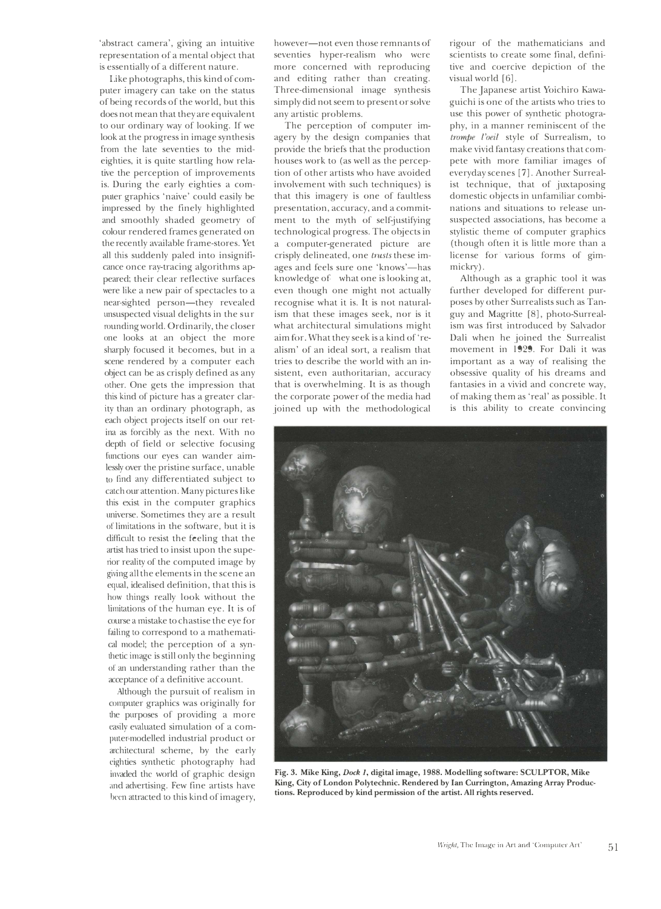'abstract camera', giving an intuitive representation of a mental object that is essentially of a different nature.

Like photographs, this kind of computer imagery can take on the status of being records of the world, but this does not mean that they are equivalent to our ordinary way of looking. If we look at the progress in image synthesis from the late seventies to the mid-eighties, it is quite startling how relative the perception of improvements is. During the early eighties a computer graphics 'naive' could easily be impressed by the finely highlighted and smoothly shaded geometry of colour rendered frames generated on the recently available frame-stores. Yet all this suddenly paled into insignificance once ray-tracing algorithms appeared; their clear reflective surfaces were like a new pair of spectacles to a near-sighted person—they revealed unsuspected visual delights in the surrounding world. Ordinarily, the closer one looks at an object the more sharply focused it becomes, but in a scene rendered by a computer each object can be as crisply defined as any other. One gets the impression that this kind of picture has a greater clarity than an ordinary photograph, as each object projects itself on our retina as forcibly as the next. With no depth of field or selective focusing functions our eyes can wander aimlessly over the pristine surface, unable to find any differentiated subject to catch our attention. Many pictures like this exist in the computer graphics universe. Sometimes they are a result of limitations in the software, but it is difficult to resist the feeling that the artist has tried to insist upon the superior reality of the computed image by giving all the elements in the scene an equal, idealised definition, that this is how things really look without the limitations of the human eye. It is of course a mistake to chastise the eye for failing to correspond to a mathematical model; the perception of a synthetic image is still only the beginning of an understanding rather than the acceptance of a definitive account.

Although the pursuit of realism in computer graphics was originally for the purposes of providing a more easily evaluated simulation of a computer-modelled industrial product or architectural scheme, by the early eighties synthetic photography had invaded the world of graphic design and advertising. Few fine artists have been attracted to this kind of imagery, however—not even those remnants of seventies hyper-realism who were more concerned with reproducing and editing rather than creating. Three-dimensional image synthesis simply did not seem to present or solve any artistic problems.

The perception of computer imagery by the design companies that provide the briefs that the production houses work to (as well as the perception of other artists who have avoided involvement with such techniques) is that this imagery is one of faultless presentation, accuracy, and a commitment to the myth of self-justifying technological progress. The objects in a computer-generated picture are crisply delineated, one *trusts* these images and feels sure one 'knows'—has knowledge of what one is looking at, even though one might not actually recognise what it is. It is not naturalism that these images seek, nor is it what architectural simulations might aim for. What they seek is a kind of 'realism' of an ideal sort, a realism that tries to describe the world with an insistent, even authoritarian, accuracy that is overwhelming. It is as though the corporate power of the media had joined up with the methodological rigour of the mathematicians and scientists to create some final, definitive and coercive depiction of the visual world [6].

The Japanese artist Yoichiro Kawaguichi is one of the artists who tries to use this power of synthetic photography, in a manner reminiscent of the *trompe l'oeil* style of Surrealism, to make vivid fantasy creations that compete with more familiar images of everyday scenes [7]. Another Surrealist technique, that of juxtaposing domestic objects in unfamiliar combinations and situations to release unsuspected associations, has become a stylistic theme of computer graphics (though often it is little more than a license for various forms of gimmickry).

Although as a graphic tool it was further developed for different purposes by other Surrealists such as Tanguy and Magritte [8], photo-Surrealism was first introduced by Salvador Dali when he joined the Surrealist movement in 1929. For Dali it was important as a way of realising the obsessive quality of his dreams and fantasies in a vivid and concrete way, of making them as 'real' as possible. It is this ability to create convincing

**Fig. 3. Mike King, *Dock 1*, digital image, 1988. Modelling software: SCULPTOR, Mike King, City of London Polytechnic. Rendered by Ian Currington, Amazing Array Productions. Reproduced by kind permission of the artist. All rights reserved.**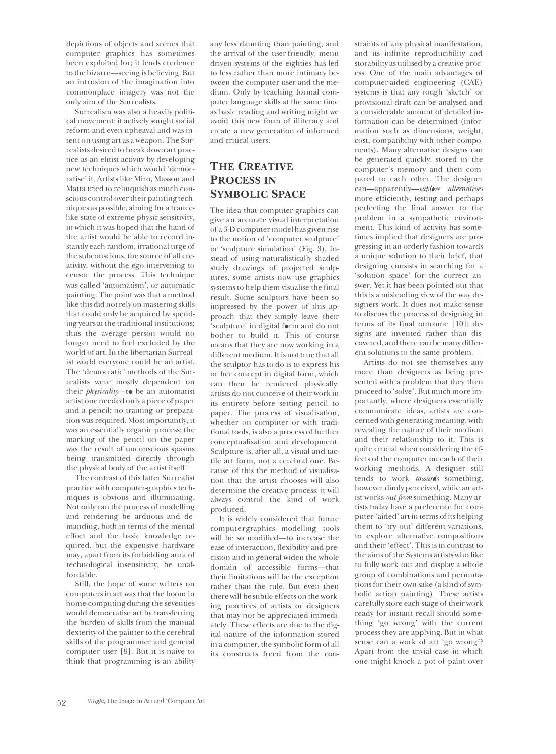depictions of objects and scenes that computer graphics has sometimes been exploited for; it lends credence to the bizarre—seeing is believing. But an intrusion of the imagination into commonplace imagery was not the only aim of the Surrealists.

Surrealism was also a heavily political movement; it actively sought social reform and even upheaval and was intent on using art as a weapon. The Surrealists desired to break down art practice as an elitist activity by developing new techniques which would 'democratise' it. Artists like Miro, Masson and Matta tried to relinquish as much conscious control over their painting techniques as possible, aiming for a trance-like state of extreme physic sensitivity, in which it was hoped that the hand of the artist would be able to record instantly each random, irrational urge of the subconscious, the source of all creativity, without the ego intervening to censor the process. This technique was called 'automatism', or automatic painting. The point was that a method like this did not rely on mastering skills that could only be acquired by spending years at the traditional institutions; thus the average person would no longer need to feel excluded by the world of art. In the libertarian Surrealist world everyone could be an artist. The 'democratic' methods of the Surrealists were mostly dependent on their *physicality*—to be an automatist artist one needed only a piece of paper and a pencil; no training or preparation was required. Most importantly, it was an essentially organic process; the marking of the pencil on the paper was the result of unconscious spasms being transmitted directly through the physical body of the artist itself.

The contrast of this latter Surrealist practice with computer-graphics techniques is obvious and illuminating. Not only can the process of modelling and rendering be arduous and demanding, both in terms of the mental effort and the basic knowledge required, but the expensive hardware may, apart from its forbidding aura of technological insensitivity, be unaffordable.

Still, the hope of some writers on computers in art was that the boom in home-computing during the seventies would democratise art by transferring the burden of skills from the manual dexterity of the painter to the cerebral skills of the programmer and general computer user [9]. But it is naive to think that programming is an ability any less daunting than painting, and the arrival of the user-friendly, menu driven systems of the eighties has led to less rather than more intimacy between the computer user and the medium. Only by teaching formal computer language skills at the same time as basic reading and writing might we avoid this new form of illiteracy and create a new generation of informed and critical users.

## THE CREATIVE PROCESS IN SYMBOLIC SPACE

The idea that computer graphics can give an accurate visual interpretation of a 3-D computer model has given rise to the notion of 'computer sculpture' or 'sculpture simulation' (Fig. 3). Instead of using naturalistically shaded study drawings of projected sculptures, some artists now use graphics systems to help them visualise the final result. Some sculptors have been so impressed by the power of this approach that they simply leave their 'sculpture' in digital form and do not bother to build it. This of course means that they are now working in a different medium. It is not true that all the sculptor has to do is to express his or her concept in digital form, which can then be rendered physically: artists do not conceive of their work in its entirety before setting pencil to paper. The process of visualisation, whether on computer or with traditional tools, is also a process of further conceptualisation and development. Sculpture is, after all, a visual and tactile art form, not a cerebral one. Because of this the method of visualisation that the artist chooses will also determine the creative process: it will always control the kind of work produced.

It is widely considered that future computergraphics modelling tools will be so modified—to increase the ease of interaction, flexibility and precision and in general widen the whole domain of accessible forms—that their limitations will be the exception rather than the rule. But even then there will be subtle effects on the working practices of artists or designers that may not be appreciated immediately. These effects are due to the digital nature of the information stored in a computer, the symbolic form of all its constructs freed from the constraints of any physical manifestation, and its infinite reproducibility and storability as utilised by a creative process. One of the main advantages of computer-aided engineering (CAE) systems is that any rough 'sketch' or provisional draft can be analysed and a considerable amount of detailed information can be determined (information such as dimensions, weight, cost, compatibility with other components). Many alternative designs can be generated quickly, stored in the computer's memory and then compared to each other. The designer can—apparently—*explore alternatives* more efficiently, testing and perhaps perfecting the final answer to the problem in a sympathetic environment. This kind of activity has sometimes implied that designers are progressing in an orderly fashion towards a unique solution to their brief, that designing consists in searching for a 'solution space' for the correct answer. Yet it has been pointed out that this is a misleading view of the way designers work. It does not make sense to discuss the process of designing in terms of its final outcome [10]; designs are invented rather than discovered, and there can be many different solutions to the same problem.

Artists do not see themselves any more than designers as being presented with a problem that they then proceed to 'solve'. But much more importantly, where designers essentially communicate ideas, artists are concerned with generating meaning, with revealing the nature of their medium and their relationship to it. This is quite crucial when considering the effects of the computer on each of their working methods. A designer still tends to work *towards* something, however dimly perceived, while an artist works *out from* something. Many artists today have a preference for computer-'aided' art in terms of its helping them to 'try out' different variations, to explore alternative compositions and their 'effect'. This is in contrast to the aims of the Systems artists who like to fully work out and display a whole group of combinations and permutations for their own sake (a kind of symbolic action painting). These artists carefully store each stage of their work ready for instant recall should something 'go wrong' with the current process they are applying. But in what sense can a work of art 'go wrong'? Apart from the trivial case in which one might knock a pot of paint over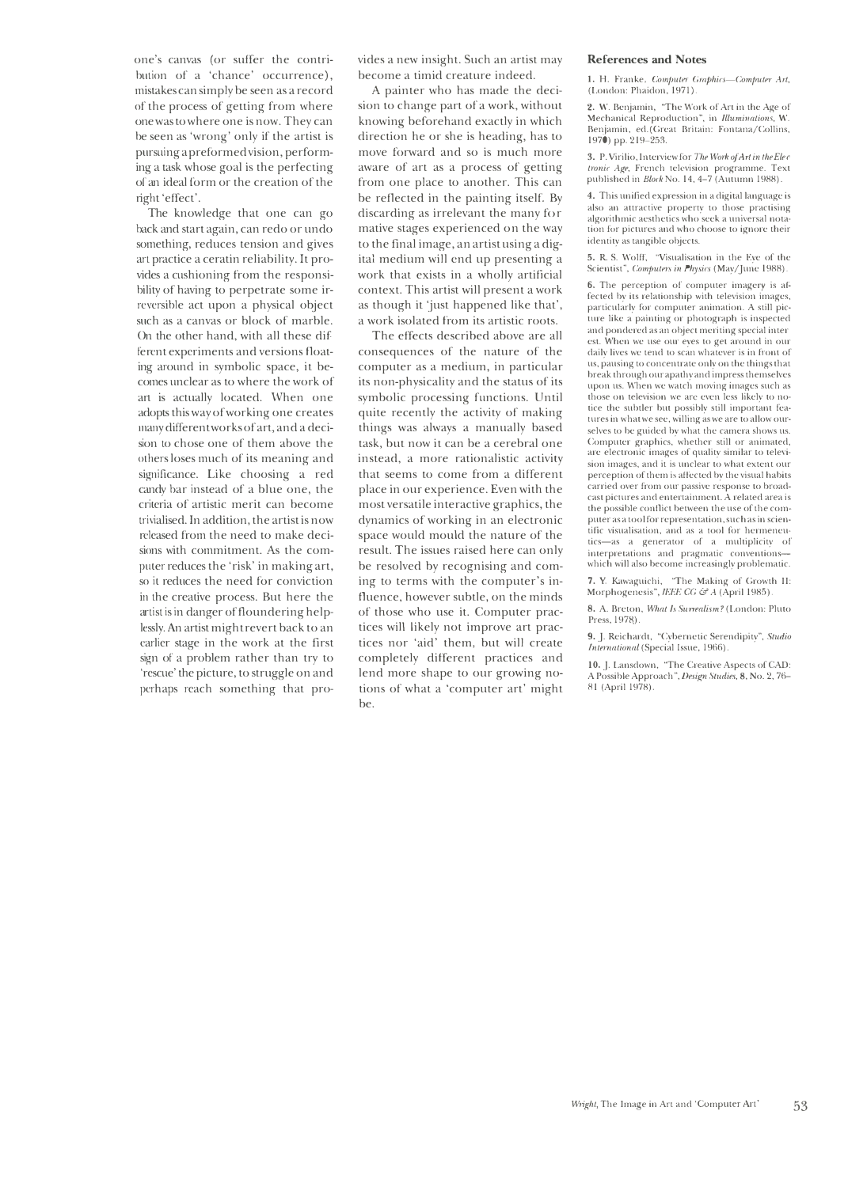one's canvas (or suffer the contribution of a 'chance' occurrence), mistakes can simply be seen as a record of the process of getting from where one was to where one is now. They can be seen as 'wrong' only if the artist is pursuing a preformed vision, performing a task whose goal is the perfecting of an ideal form or the creation of the right 'effect'.

The knowledge that one can go back and start again, can redo or undo something, reduces tension and gives art practice a ceratin reliability. It provides a cushioning from the responsibility of having to perpetrate some irreversible act upon a physical object such as a canvas or block of marble. On the other hand, with all these different experiments and versions floating around in symbolic space, it becomes unclear as to where the work of art is actually located. When one adopts this way of working one creates many different works of art, and a decision to chose one of them above the others loses much of its meaning and significance. Like choosing a red candy bar instead of a blue one, the criteria of artistic merit can become trivialised. In addition, the artist is now released from the need to make decisions with commitment. As the computer reduces the 'risk' in making art, so it reduces the need for conviction in the creative process. But here the artist is in danger of floundering helplessly. An artist might revert back to an earlier stage in the work at the first sign of a problem rather than try to 'rescue' the picture, to struggle on and perhaps reach something that provides a new insight. Such an artist may become a timid creature indeed.

A painter who has made the decision to change part of a work, without knowing beforehand exactly in which direction he or she is heading, has to move forward and so is much more aware of art as a process of getting from one place to another. This can be reflected in the painting itself. By discarding as irrelevant the many formative stages experienced on the way to the final image, an artist using a digital medium will end up presenting a work that exists in a wholly artificial context. This artist will present a work as though it 'just happened like that', a work isolated from its artistic roots.

The effects described above are all consequences of the nature of the computer as a medium, in particular its non-physicality and the status of its symbolic processing functions. Until quite recently the activity of making things was always a manually based task, but now it can be a cerebral one instead, a more rationalistic activity that seems to come from a different place in our experience. Even with the most versatile interactive graphics, the dynamics of working in an electronic space would mould the nature of the result. The issues raised here can only be resolved by recognising and coming to terms with the computer's influence, however subtle, on the minds of those who use it. Computer practices will likely not improve art practices nor 'aid' them, but will create completely different practices and lend more shape to our growing notions of what a 'computer art' might be.

## References and Notes

1. H. Franke, *Computer Graphics—Computer Art*, (London: Phaidon, 1971).

2. W. Benjamin, "The Work of Art in the Age of Mechanical Reproduction", in *Illuminations*, W. Benjamin, ed. (Great Britain: Fontana/Collins, 1970) pp. 219–253.

3. P. Virilio, Interview for *The Work of Art in the Electronic Age*, French television programme. Text published in *Block* No. 14, 4–7 (Autumn 1988).

4. This unified expression in a digital language is also an attractive property to those practising algorithmic aesthetics who seek a universal notation for pictures and who choose to ignore their identity as tangible objects.

5. R. S. Wolff, "Visualisation in the Eye of the Scientist", *Computers in Physics* (May/June 1988).

6. The perception of computer imagery is affected by its relationship with television images, particularly for computer animation. A still picture like a painting or photograph is inspected and pondered as an object meriting special interest. When we use our eyes to get around in our daily lives we tend to scan whatever is in front of us, pausing to concentrate only on the things that break through our apathy and impress themselves upon us. When we watch moving images such as those on television we are even less likely to notice the subtler but possibly still important features in what we see, willing as we are to allow ourselves to be guided by what the camera shows us. Computer graphics, whether still or animated, are electronic images of quality similar to television images, and it is unclear to what extent our perception of them is affected by the visual habits carried over from our passive response to broadcast pictures and entertainment. A related area is the possible conflict between the use of the computer as a tool for representation, such as in scientific visualisation, and as a tool for hermeneutics—as a generator of a multiplicity of interpretations and pragmatic conventions—which will also become increasingly problematic.

7. Y. Kawaguichi, "The Making of Growth II: Morphogenesis", *IEEE CG & A* (April 1985).

8. A. Breton, *What Is Surrealism?* (London: Pluto Press, 1978).

9. J. Reichardt, "Cybernetic Serendipity", *Studio International* (Special Issue, 1966).

10. J. Lansdown, "The Creative Aspects of CAD: A Possible Approach", *Design Studies*, 8, No. 2, 76–81 (April 1978).